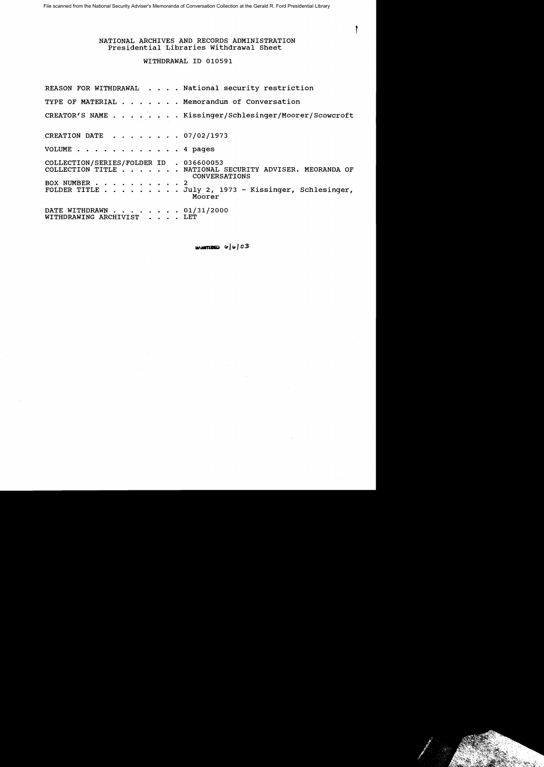File scanned from the National Security Adviser's Memoranda of Conversation Collection at the Gerald R. Ford Presidential Library

NATIONAL ARCHIVES AND RECORDS ADMINISTRATION
Presidential Libraries Withdrawal Sheet

WITHDRAWAL ID 010591

REASON FOR WITHDRAWAL . . . . National security restriction

TYPE OF MATERIAL . . . . . . . Memorandum of Conversation

CREATOR'S NAME . . . . . . . . Kissinger/Schlesinger/Moorer/Scowcroft

CREATION DATE . . . . . . . . 07/02/1973

VOLUME . . . . . . . . . . . . 4 pages

COLLECTION/SERIES/FOLDER ID . 036600053
COLLECTION TITLE . . . . . . . NATIONAL SECURITY ADVISER. MEORANDA OF CONVERSATIONS
BOX NUMBER . . . . . . . . . . 2
FOLDER TITLE . . . . . . . . . July 2, 1973 - Kissinger, Schlesinger, Moorer

DATE WITHDRAWN . . . . . . . . 01/31/2000
WITHDRAWING ARCHIVIST . . . . LET

SANITIZED 6/6/03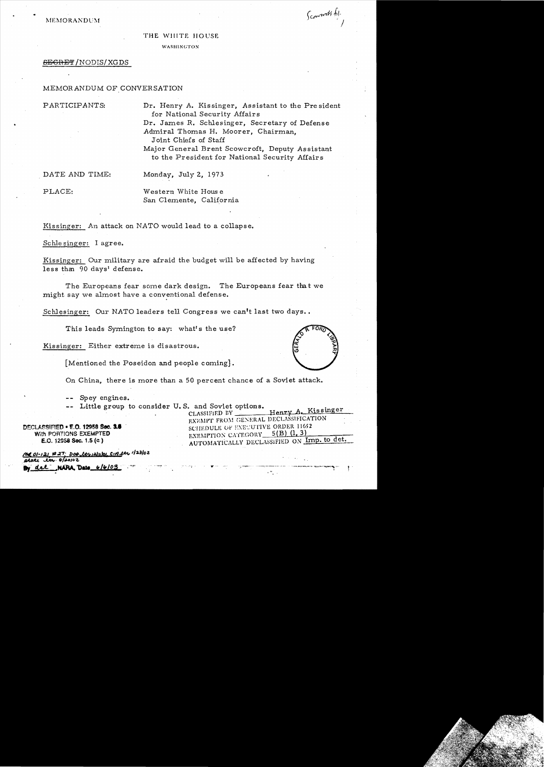MEMORANDUM

Scowcroft file

THE WHITE HOUSE

WASHINGTON

~~SECRET~~/NODIS/XGDS

MEMORANDUM OF CONVERSATION

PARTICIPANTS: Dr. Henry A. Kissinger, Assistant to the President for National Security Affairs
Dr. James R. Schlesinger, Secretary of Defense
Admiral Thomas H. Moorer, Chairman, Joint Chiefs of Staff
Major General Brent Scowcroft, Deputy Assistant to the President for National Security Affairs

DATE AND TIME: Monday, July 2, 1973

PLACE: Western White House
San Clemente, California

Kissinger: An attack on NATO would lead to a collapse.

Schlesinger: I agree.

Kissinger: Our military are afraid the budget will be affected by having less than 90 days' defense.

The Europeans fear some dark design. The Europeans fear that we might say we almost have a conventional defense.

Schlesinger: Our NATO leaders tell Congress we can't last two days.

This leads Symington to say: what's the use?

Kissinger: Either extreme is disastrous.

[Mentioned the Poseidon and people coming].

On China, there is more than a 50 percent chance of a Soviet attack.

-- Spey engines.
-- Little group to consider U.S. and Soviet options.

CLASSIFIED BY Henry A. Kissinger
EXEMPT FROM GENERAL DECLASSIFICATION
SCHEDULE OF EXECUTIVE ORDER 11652
EXEMPTION CATEGORY 5(B) (1, 3)
AUTOMATICALLY DECLASSIFIED ON Imp. to det.

DECLASSIFIED • E.O. 12958 Sec. 3.6
With PORTIONS EXEMPTED
E.O. 12958 Sec. 1.5 (c)

MR 01-121 #27; DOD ltr 12/11/01; CIA ltr 1/23/02
State ltr. 8/20/02
By dal NARA, Date 6/4/03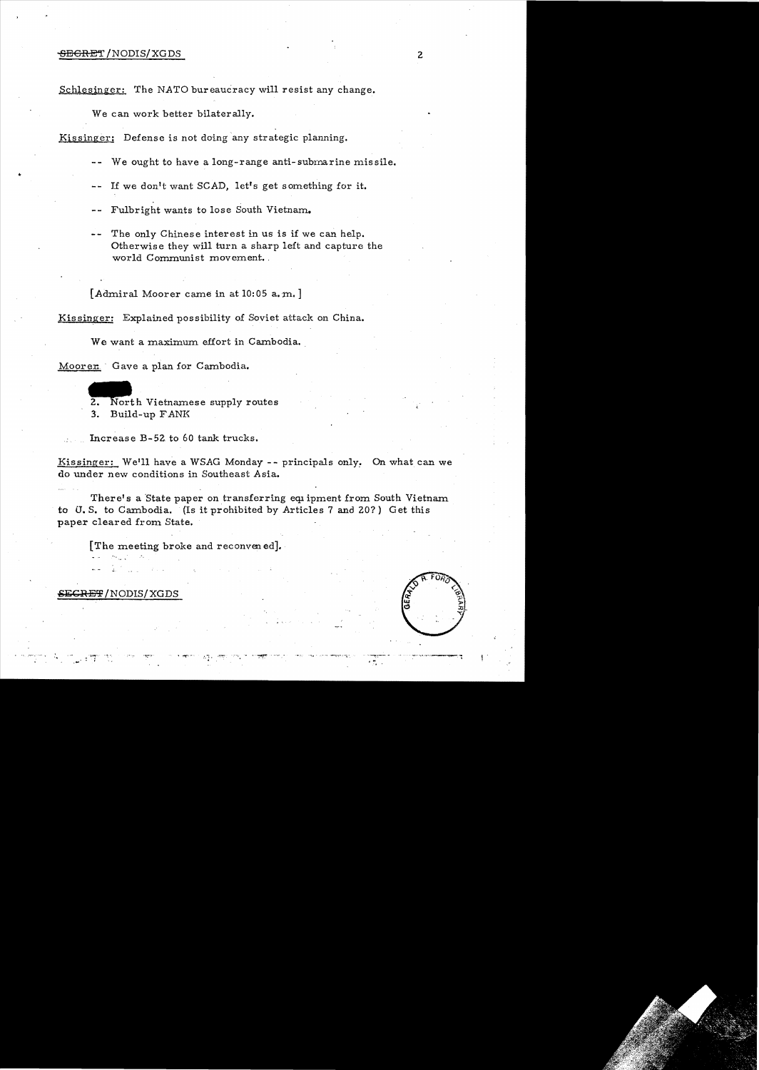Schlesinger: The NATO bureaucracy will resist any change.

We can work better bilaterally.

Kissinger: Defense is not doing any strategic planning.

- -- We ought to have a long-range anti-submarine missile.
- -- If we don't want SCAD, let's get something for it.
- -- Fulbright wants to lose South Vietnam.
- -- The only Chinese interest in us is if we can help. Otherwise they will turn a sharp left and capture the world Communist movement.

[Admiral Moorer came in at 10:05 a.m.]

Kissinger: Explained possibility of Soviet attack on China.

We want a maximum effort in Cambodia.

Moorer: Gave a plan for Cambodia.

2. North Vietnamese supply routes
3. Build-up FANK

Increase B-52 to 60 tank trucks.

Kissinger: We'll have a WSAG Monday -- principals only. On what can we do under new conditions in Southeast Asia.

There's a State paper on transferring equipment from South Vietnam to U.S. to Cambodia. (Is it prohibited by Articles 7 and 20?) Get this paper cleared from State.

[The meeting broke and reconvened].

SECRET/NODIS/XGDS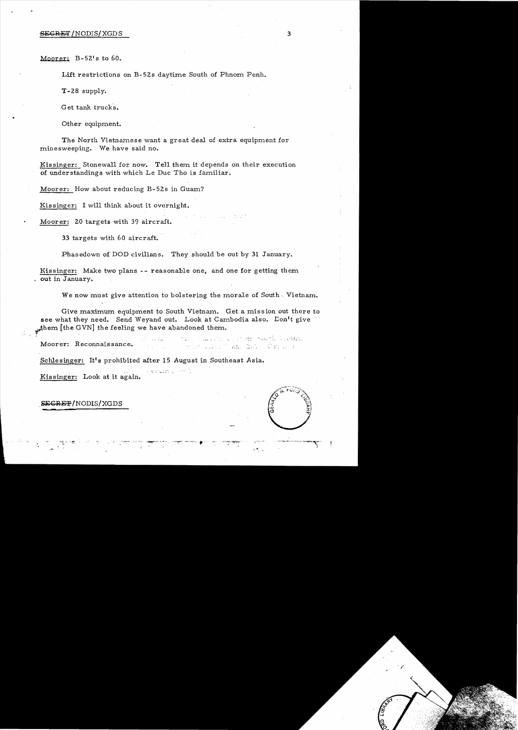Moorer: B-52's to 60.

Lift restrictions on B-52s daytime South of Phnom Penh.

T-28 supply.

Get tank trucks.

Other equipment.

The North Vietnamese want a great deal of extra equipment for minesweeping. We have said no.

Kissinger: Stonewall for now. Tell them it depends on their execution of understandings with which Le Duc Tho is familiar.

Moorer: How about reducing B-52s in Guam?

Kissinger: I will think about it overnight.

Moorer: 20 targets with 39 aircraft.

33 targets with 60 aircraft.

Phasedown of DOD civilians. They should be out by 31 January.

Kissinger: Make two plans -- reasonable one, and one for getting them out in January.

We now must give attention to bolstering the morale of South Vietnam.

Give maximum equipment to South Vietnam. Get a mission out there to see what they need. Send Weyand out. Look at Cambodia also. Don't give them [the GVN] the feeling we have abandoned them.

Moorer: Reconnaissance.

Schlesinger: It's prohibited after 15 August in Southeast Asia.

Kissinger: Look at it again.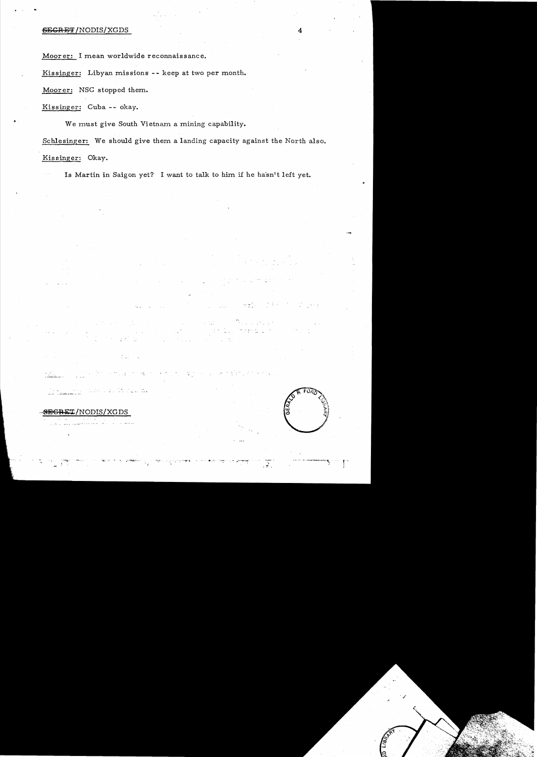Moorer: I mean worldwide reconnaissance.

Kissinger: Libyan missions -- keep at two per month.

Moorer: NSC stopped them.

Kissinger: Cuba -- okay.

We must give South Vietnam a mining capability.

Schlesinger: We should give them a landing capacity against the North also.

Kissinger: Okay.

Is Martin in Saigon yet? I want to talk to him if he hasn't left yet.

SECRET/NODIS/XGDS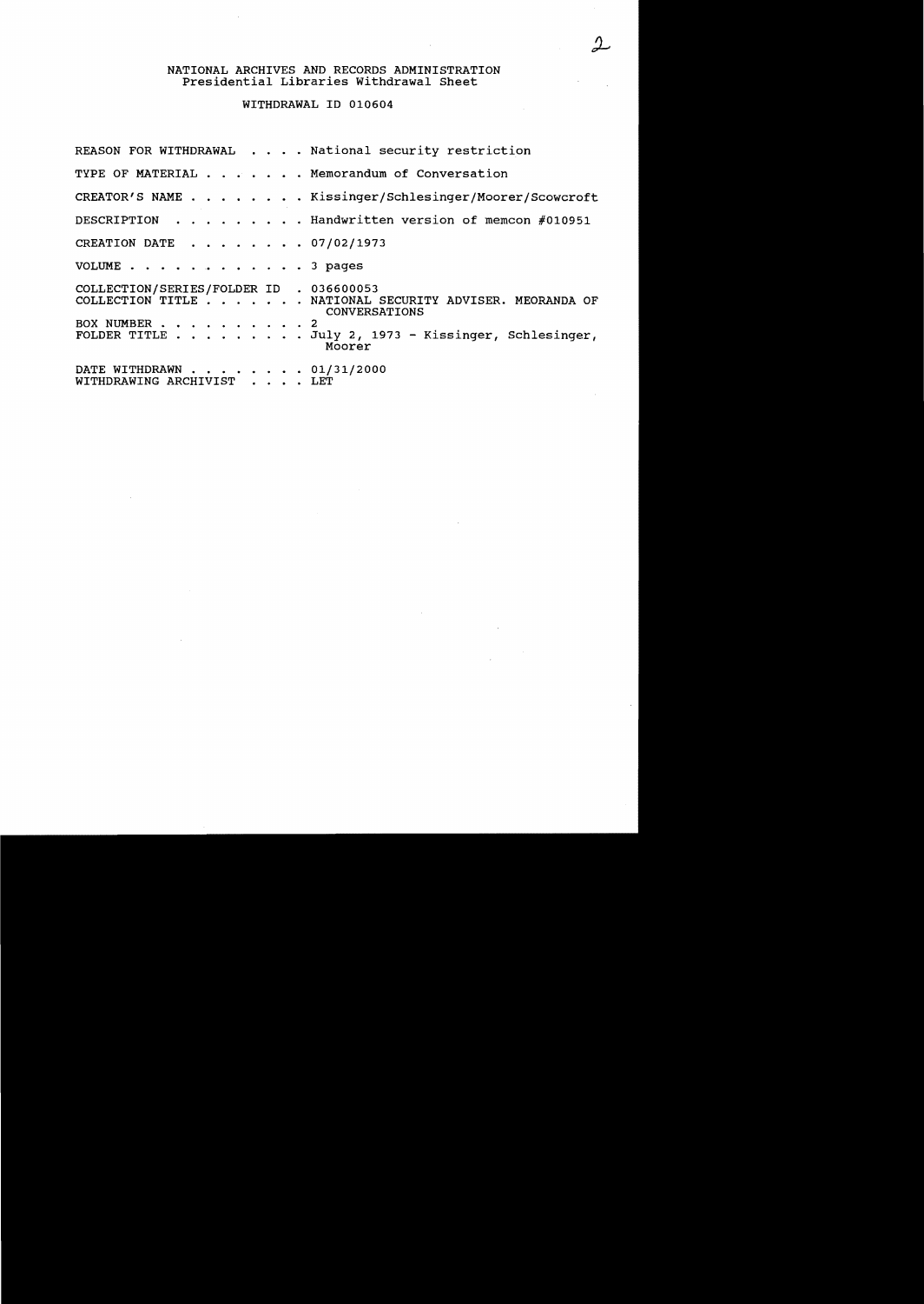NATIONAL ARCHIVES AND RECORDS ADMINISTRATION
Presidential Libraries Withdrawal Sheet

WITHDRAWAL ID 010604

| | |
|---|---|
| REASON FOR WITHDRAWAL . . . . | National security restriction |
| TYPE OF MATERIAL . . . . . . . | Memorandum of Conversation |
| CREATOR'S NAME . . . . . . . . | Kissinger/Schlesinger/Moorer/Scowcroft |
| DESCRIPTION . . . . . . . . . | Handwritten version of memcon #010951 |
| CREATION DATE . . . . . . . . | 07/02/1973 |
| VOLUME . . . . . . . . . . . . | 3 pages |
| COLLECTION/SERIES/FOLDER ID . | 036600053 |
| COLLECTION TITLE . . . . . . . | NATIONAL SECURITY ADVISER. MEORANDA OF CONVERSATIONS |
| BOX NUMBER . . . . . . . . . . | 2 |
| FOLDER TITLE . . . . . . . . . | July 2, 1973 - Kissinger, Schlesinger, Moorer |
| DATE WITHDRAWN . . . . . . . . | 01/31/2000 |
| WITHDRAWING ARCHIVIST . . . . | LET |